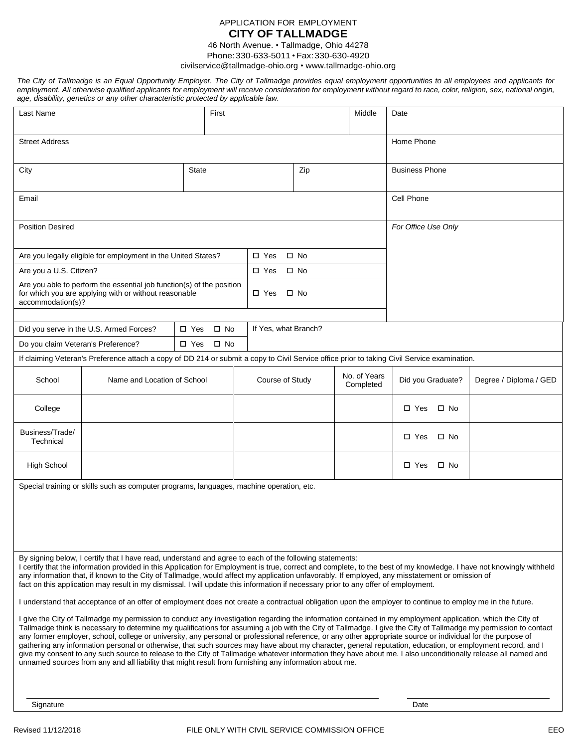APPLICATION FOR EMPLOYMENT

# CITY OF TALLMADGE

46 North Avenue. • Tallmadge, Ohio 44278
Phone: 330-633-5011 • Fax: 330-630-4920
civilservice@tallmadge-ohio.org • www.tallmadge-ohio.org

*The City of Tallmadge is an Equal Opportunity Employer. The City of Tallmadge provides equal employment opportunities to all employees and applicants for employment. All otherwise qualified applicants for employment will receive consideration for employment without regard to race, color, religion, sex, national origin, age, disability, genetics or any other characteristic protected by applicable law.*

| Last Name | | First | | Middle | Date |
|---|---|---|---|---|---|
| Street Address | | | | | Home Phone |
| City | State | | Zip | | Business Phone |
| Email | | | | | Cell Phone |
| Position Desired | | | | | *For Office Use Only* |

| | |
|---|---|
| Are you legally eligible for employment in the United States? | ☐ Yes ☐ No |
| Are you a U.S. Citizen? | ☐ Yes ☐ No |
| Are you able to perform the essential job function(s) of the position for which you are applying with or without reasonable accommodation(s)? | ☐ Yes ☐ No |

| | | |
|---|---|---|
| Did you serve in the U.S. Armed Forces? | ☐ Yes ☐ No | If Yes, what Branch? |
| Do you claim Veteran's Preference? | ☐ Yes ☐ No | |

If claiming Veteran's Preference attach a copy of DD 214 or submit a copy to Civil Service office prior to taking Civil Service examination.

| School | Name and Location of School | Course of Study | No. of Years Completed | Did you Graduate? | Degree / Diploma / GED |
|---|---|---|---|---|---|
| College | | | | ☐ Yes ☐ No | |
| Business/Trade/ Technical | | | | ☐ Yes ☐ No | |
| High School | | | | ☐ Yes ☐ No | |

Special training or skills such as computer programs, languages, machine operation, etc.

By signing below, I certify that I have read, understand and agree to each of the following statements:
I certify that the information provided in this Application for Employment is true, correct and complete, to the best of my knowledge. I have not knowingly withheld any information that, if known to the City of Tallmadge, would affect my application unfavorably. If employed, any misstatement or omission of fact on this application may result in my dismissal. I will update this information if necessary prior to any offer of employment.

I understand that acceptance of an offer of employment does not create a contractual obligation upon the employer to continue to employ me in the future.

I give the City of Tallmadge my permission to conduct any investigation regarding the information contained in my employment application, which the City of Tallmadge think is necessary to determine my qualifications for assuming a job with the City of Tallmadge. I give the City of Tallmadge my permission to contact any former employer, school, college or university, any personal or professional reference, or any other appropriate source or individual for the purpose of gathering any information personal or otherwise, that such sources may have about my character, general reputation, education, or employment record, and I give my consent to any such source to release to the City of Tallmadge whatever information they have about me. I also unconditionally release all named and unnamed sources from any and all liability that might result from furnishing any information about me.

Signature ______________________________ Date ______________

Revised 11/12/2018 FILE ONLY WITH CIVIL SERVICE COMMISSION OFFICE EEO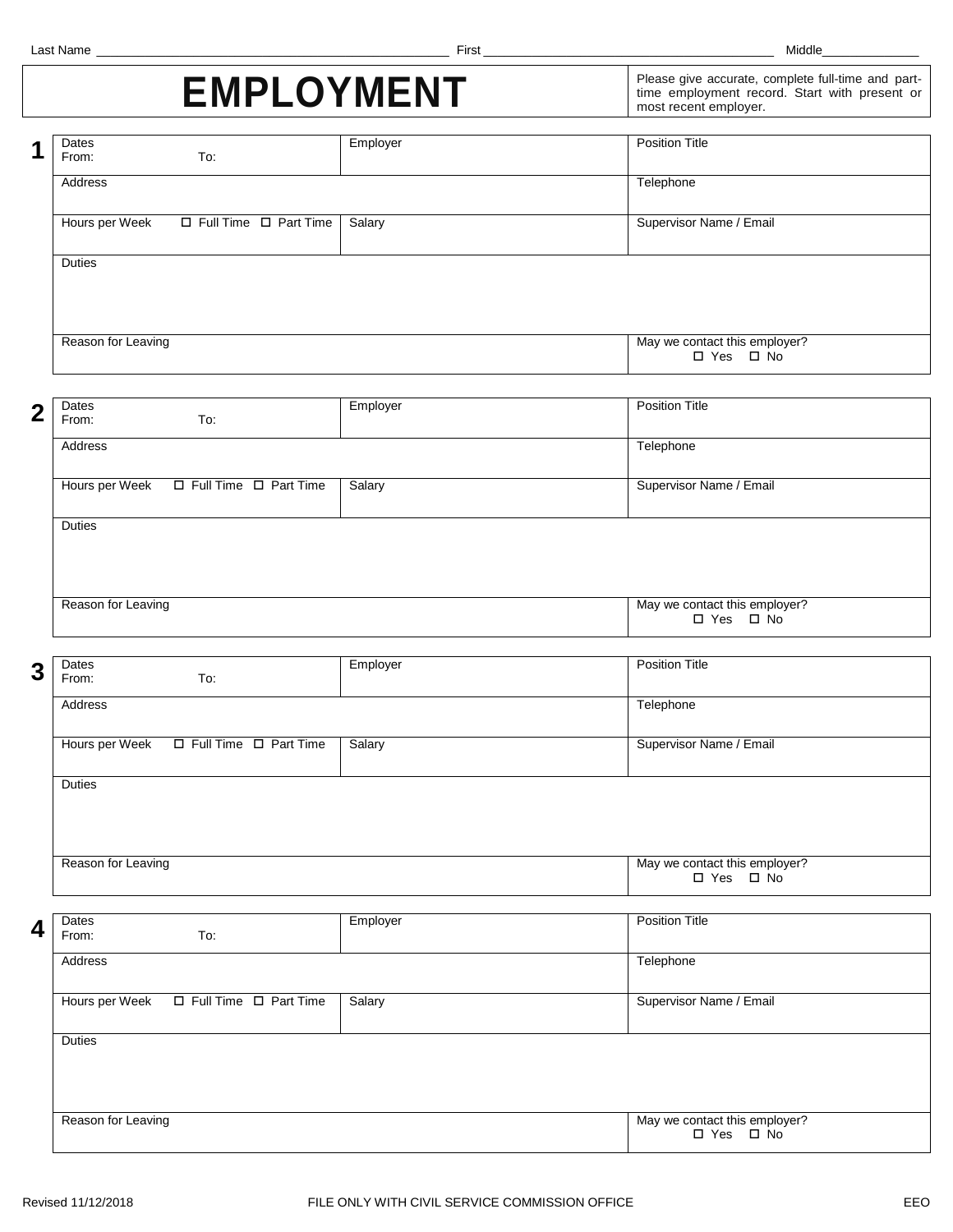Last Name ______________________________ First ______________________________ Middle______________

# EMPLOYMENT

Please give accurate, complete full-time and part-time employment record. Start with present or most recent employer.

**1**

| | | |
|---|---|---|
| Dates<br>From: To: | Employer | Position Title |
| Address | | Telephone |
| Hours per Week ☐ Full Time ☐ Part Time | Salary | Supervisor Name / Email |
| Duties | | |
| Reason for Leaving | | May we contact this employer?<br>☐ Yes ☐ No |

**2**

| | | |
|---|---|---|
| Dates<br>From: To: | Employer | Position Title |
| Address | | Telephone |
| Hours per Week ☐ Full Time ☐ Part Time | Salary | Supervisor Name / Email |
| Duties | | |
| Reason for Leaving | | May we contact this employer?<br>☐ Yes ☐ No |

**3**

| | | |
|---|---|---|
| Dates<br>From: To: | Employer | Position Title |
| Address | | Telephone |
| Hours per Week ☐ Full Time ☐ Part Time | Salary | Supervisor Name / Email |
| Duties | | |
| Reason for Leaving | | May we contact this employer?<br>☐ Yes ☐ No |

**4**

| | | |
|---|---|---|
| Dates<br>From: To: | Employer | Position Title |
| Address | | Telephone |
| Hours per Week ☐ Full Time ☐ Part Time | Salary | Supervisor Name / Email |
| Duties | | |
| Reason for Leaving | | May we contact this employer?<br>☐ Yes ☐ No |

Revised 11/12/2018 FILE ONLY WITH CIVIL SERVICE COMMISSION OFFICE EEO